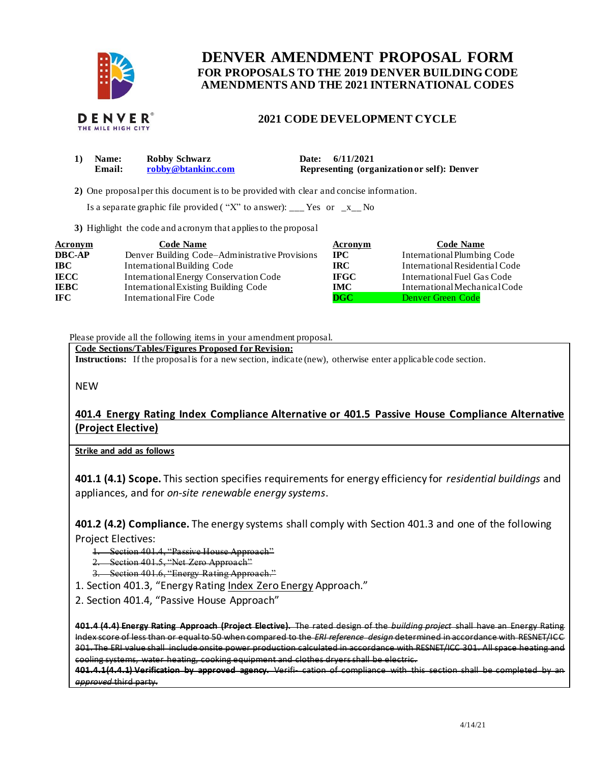# DENVER AMENDMENT PROPOSAL FORM

## FOR PROPOSALS TO THE 2019 DENVER BUILDING CODE AMENDMENTS AND THE 2021 INTERNATIONAL CODES

## 2021 CODE DEVELOPMENT CYCLE

**1) Name:** Robby Schwarz **Date:** 6/11/2021
**Email:** robby@btankinc.com **Representing (organization or self):** Denver

**2)** One proposal per this document is to be provided with clear and concise information.

Is a separate graphic file provided ( "X" to answer): ___ Yes or _x__ No

**3)** Highlight the code and acronym that applies to the proposal

| Acronym | Code Name | Acronym | Code Name |
|---|---|---|---|
| **DBC-AP** | Denver Building Code–Administrative Provisions | **IPC** | International Plumbing Code |
| **IBC** | International Building Code | **IRC** | International Residential Code |
| **IECC** | International Energy Conservation Code | **IFGC** | International Fuel Gas Code |
| **IEBC** | International Existing Building Code | **IMC** | International Mechanical Code |
| **IFC** | International Fire Code | **DGC** | Denver Green Code |

Please provide all the following items in your amendment proposal.

**Code Sections/Tables/Figures Proposed for Revision:**
**Instructions:** If the proposal is for a new section, indicate (new), otherwise enter applicable code section.

NEW

**401.4 Energy Rating Index Compliance Alternative or 401.5 Passive House Compliance Alternative (Project Elective)**

**Strike and add as follows**

**401.1 (4.1) Scope.** This section specifies requirements for energy efficiency for *residential buildings* and appliances, and for *on-site renewable energy systems*.

**401.2 (4.2) Compliance.** The energy systems shall comply with Section 401.3 and one of the following Project Electives:

1. ~~Section 401.4, "Passive House Approach"~~
2. ~~Section 401.5, "Net Zero Approach"~~
3. ~~Section 401.6, "Energy Rating Approach."~~

1. Section 401.3, "Energy Rating Index Zero Energy Approach."
2. Section 401.4, "Passive House Approach"

~~**401.4 (4.4) Energy Rating Approach (Project Elective).** The rated design of the *building project* shall have an Energy Rating Index score of less than or equal to 50 when compared to the *ERI reference design* determined in accordance with RESNET/ICC 301. The ERI value shall include onsite power production calculated in accordance with RESNET/ICC 301. All space heating and cooling systems, water heating, cooking equipment and clothes dryers shall be electric.~~
~~**401.4.1(4.4.1) Verification by approved agency.** Verifi- cation of compliance with this section shall be completed by an *approved* third party.~~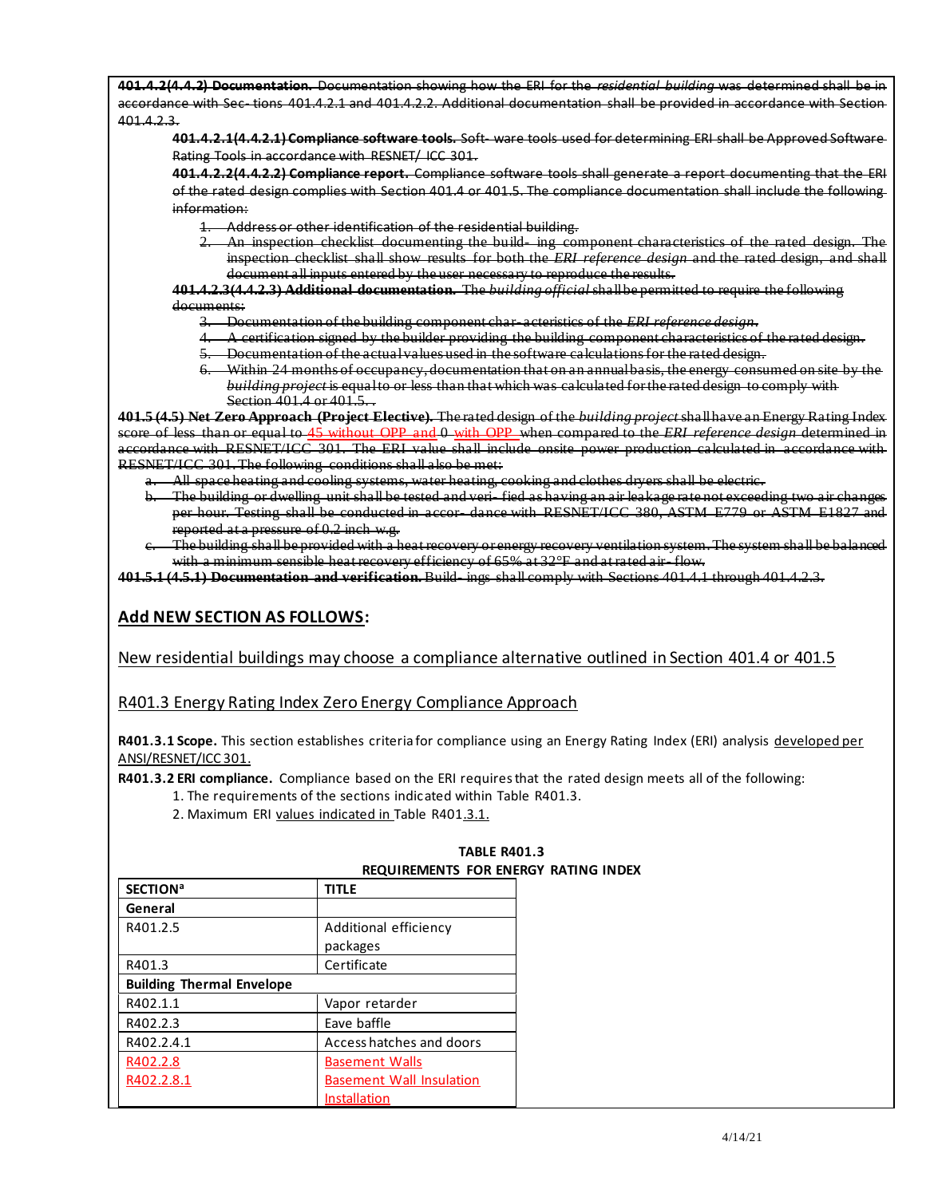~~**401.4.2(4.4.2) Documentation.** Documentation showing how the ERI for the *residential building* was determined shall be in accordance with Sec- tions 401.4.2.1 and 401.4.2.2. Additional documentation shall be provided in accordance with Section 401.4.2.3.~~

~~**401.4.2.1(4.4.2.1) Compliance software tools.** Soft- ware tools used for determining ERI shall be Approved Software Rating Tools in accordance with RESNET/ ICC 301.~~

~~**401.4.2.2(4.4.2.2) Compliance report.** Compliance software tools shall generate a report documenting that the ERI of the rated design complies with Section 401.4 or 401.5. The compliance documentation shall include the following information:~~

1. ~~Address or other identification of the residential building.~~
2. ~~An inspection checklist documenting the build- ing component characteristics of the rated design. The inspection checklist shall show results for both the *ERI reference design* and the rated design, and shall document all inputs entered by the user necessary to reproduce the results.~~

~~**401.4.2.3(4.4.2.3) Additional documentation.** The *building official* shall be permitted to require the following documents:~~

3. ~~Documentation of the building component char- acteristics of the *ERI reference design*.~~
4. ~~A certification signed by the builder providing the building component characteristics of the rated design.~~
5. ~~Documentation of the actual values used in the software calculations for the rated design.~~
6. ~~Within 24 months of occupancy, documentation that on an annual basis, the energy consumed on site by the *building project* is equal to or less than that which was calculated for the rated design to comply with Section 401.4 or 401.5. .~~

~~**401.5 (4.5) Net Zero Approach (Project Elective).** The rated design of the *building project* shall have an Energy Rating Index score of less than or equal to 45 without OPP and 0 with OPP when compared to the *ERI reference design* determined in accordance with RESNET/ICC 301. The ERI value shall include onsite power production calculated in accordance with RESNET/ICC 301. The following conditions shall also be met:~~

a. ~~All space heating and cooling systems, water heating, cooking and clothes dryers shall be electric.~~
b. ~~The building or dwelling unit shall be tested and veri- fied as having an air leakage rate not exceeding two air changes per hour. Testing shall be conducted in accor- dance with RESNET/ICC 380, ASTM E779 or ASTM E1827 and reported at a pressure of 0.2 inch w.g.~~
c. ~~The building shall be provided with a heat recovery or energy recovery ventilation system. The system shall be balanced with a minimum sensible heat recovery efficiency of 65% at 32°F and at rated air- flow.~~

~~**401.5.1 (4.5.1) Documentation and verification.** Build- ings shall comply with Sections 401.4.1 through 401.4.2.3.~~

## Add NEW SECTION AS FOLLOWS:

New residential buildings may choose a compliance alternative outlined in Section 401.4 or 401.5

R401.3 Energy Rating Index Zero Energy Compliance Approach

**R401.3.1 Scope.** This section establishes criteria for compliance using an Energy Rating Index (ERI) analysis developed per ANSI/RESNET/ICC 301.

**R401.3.2 ERI compliance.** Compliance based on the ERI requires that the rated design meets all of the following:

1. The requirements of the sections indicated within Table R401.3.
2. Maximum ERI values indicated in Table R401.3.1.

**TABLE R401.3**
**REQUIREMENTS FOR ENERGY RATING INDEX**

| SECTION[a] | TITLE |
|---|---|
| **General** | |
| R401.2.5 | Additional efficiency packages |
| R401.3 | Certificate |
| **Building Thermal Envelope** | |
| R402.1.1 | Vapor retarder |
| R402.2.3 | Eave baffle |
| R402.2.4.1 | Access hatches and doors |
| R402.2.8 | Basement Walls |
| R402.2.8.1 | Basement Wall Insulation Installation |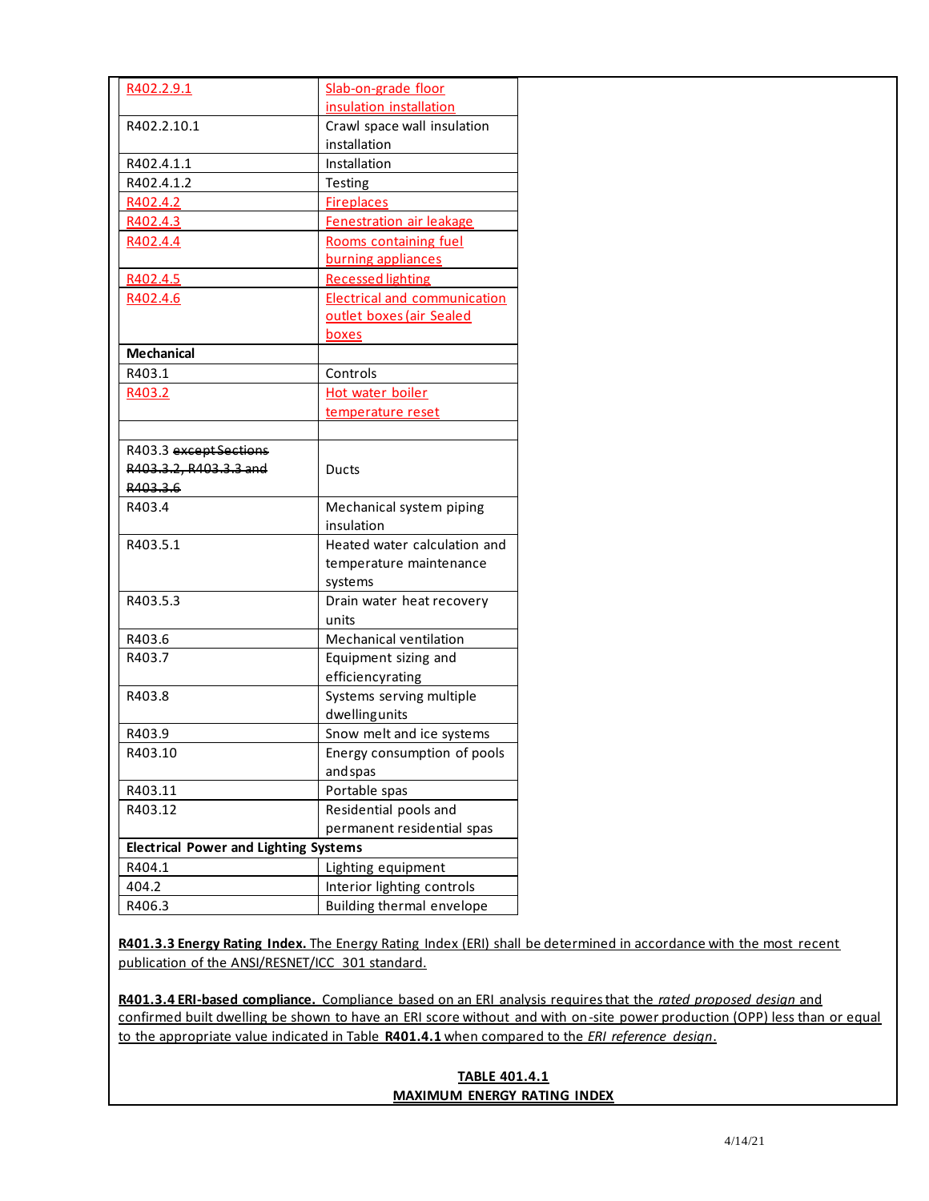| | |
|---|---|
| R402.2.9.1 | Slab-on-grade floor insulation installation |
| R402.2.10.1 | Crawl space wall insulation installation |
| R402.4.1.1 | Installation |
| R402.4.1.2 | Testing |
| R402.4.2 | Fireplaces |
| R402.4.3 | Fenestration air leakage |
| R402.4.4 | Rooms containing fuel burning appliances |
| R402.4.5 | Recessed lighting |
| R402.4.6 | Electrical and communication outlet boxes (air Sealed boxes |
| **Mechanical** | |
| R403.1 | Controls |
| R403.2 | Hot water boiler temperature reset |
| | |
| R403.3 ~~except Sections R403.3.2, R403.3.3 and R403.3.6~~ | Ducts |
| R403.4 | Mechanical system piping insulation |
| R403.5.1 | Heated water calculation and temperature maintenance systems |
| R403.5.3 | Drain water heat recovery units |
| R403.6 | Mechanical ventilation |
| R403.7 | Equipment sizing and efficiencyrating |
| R403.8 | Systems serving multiple dwellingunits |
| R403.9 | Snow melt and ice systems |
| R403.10 | Energy consumption of pools and spas |
| R403.11 | Portable spas |
| R403.12 | Residential pools and permanent residential spas |
| **Electrical Power and Lighting Systems** | |
| R404.1 | Lighting equipment |
| 404.2 | Interior lighting controls |
| R406.3 | Building thermal envelope |

**R401.3.3 Energy Rating Index.** The Energy Rating Index (ERI) shall be determined in accordance with the most recent publication of the ANSI/RESNET/ICC 301 standard.

**R401.3.4 ERI-based compliance.** Compliance based on an ERI analysis requires that the *rated proposed design* and confirmed built dwelling be shown to have an ERI score without and with on-site power production (OPP) less than or equal to the appropriate value indicated in Table **R401.4.1** when compared to the *ERI reference design*.

**TABLE 401.4.1**
**MAXIMUM ENERGY RATING INDEX**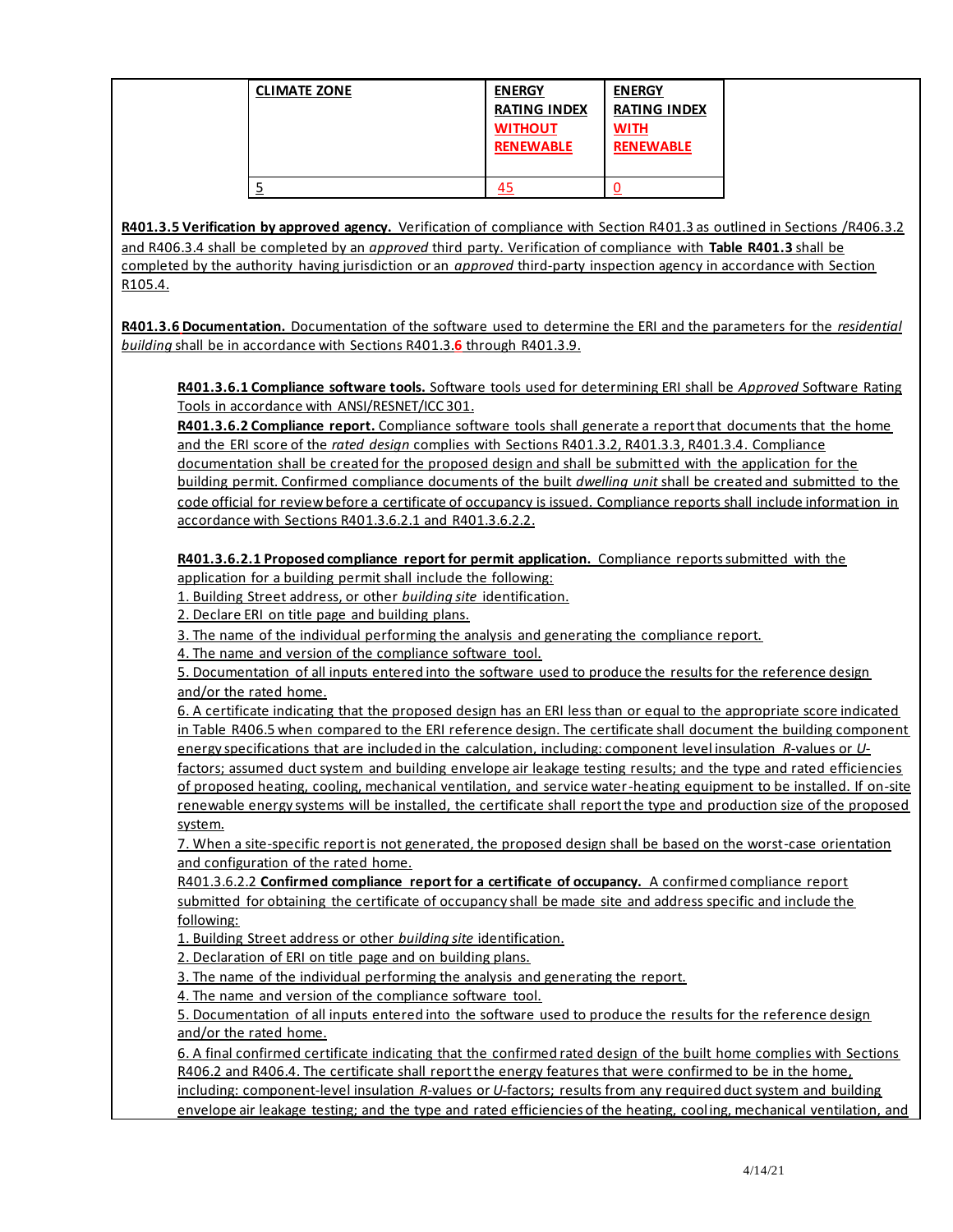| CLIMATE ZONE | ENERGY RATING INDEX WITHOUT RENEWABLE | ENERGY RATING INDEX WITH RENEWABLE |
|---|---|---|
| 5 | 45 | 0 |

**R401.3.5 Verification by approved agency.** Verification of compliance with Section R401.3 as outlined in Sections /R406.3.2 and R406.3.4 shall be completed by an *approved* third party. Verification of compliance with **Table R401.3** shall be completed by the authority having jurisdiction or an *approved* third-party inspection agency in accordance with Section R105.4.

**R401.3.6 Documentation.** Documentation of the software used to determine the ERI and the parameters for the *residential building* shall be in accordance with Sections R401.3.**6** through R401.3.9.

**R401.3.6.1 Compliance software tools.** Software tools used for determining ERI shall be *Approved* Software Rating Tools in accordance with ANSI/RESNET/ICC 301.

**R401.3.6.2 Compliance report.** Compliance software tools shall generate a report that documents that the home and the ERI score of the *rated design* complies with Sections R401.3.2, R401.3.3, R401.3.4. Compliance documentation shall be created for the proposed design and shall be submitted with the application for the building permit. Confirmed compliance documents of the built *dwelling unit* shall be created and submitted to the code official for review before a certificate of occupancy is issued. Compliance reports shall include information in accordance with Sections R401.3.6.2.1 and R401.3.6.2.2.

**R401.3.6.2.1 Proposed compliance report for permit application.** Compliance reports submitted with the application for a building permit shall include the following:

1. Building Street address, or other *building site* identification.
2. Declare ERI on title page and building plans.
3. The name of the individual performing the analysis and generating the compliance report.
4. The name and version of the compliance software tool.
5. Documentation of all inputs entered into the software used to produce the results for the reference design and/or the rated home.
6. A certificate indicating that the proposed design has an ERI less than or equal to the appropriate score indicated in Table R406.5 when compared to the ERI reference design. The certificate shall document the building component energy specifications that are included in the calculation, including: component level insulation *R*-values or *U*-factors; assumed duct system and building envelope air leakage testing results; and the type and rated efficiencies of proposed heating, cooling, mechanical ventilation, and service water-heating equipment to be installed. If on-site renewable energy systems will be installed, the certificate shall report the type and production size of the proposed system.
7. When a site-specific report is not generated, the proposed design shall be based on the worst-case orientation and configuration of the rated home.

R401.3.6.2.2 **Confirmed compliance report for a certificate of occupancy.** A confirmed compliance report submitted for obtaining the certificate of occupancy shall be made site and address specific and include the following:

1. Building Street address or other *building site* identification.
2. Declaration of ERI on title page and on building plans.
3. The name of the individual performing the analysis and generating the report.
4. The name and version of the compliance software tool.
5. Documentation of all inputs entered into the software used to produce the results for the reference design and/or the rated home.
6. A final confirmed certificate indicating that the confirmed rated design of the built home complies with Sections R406.2 and R406.4. The certificate shall report the energy features that were confirmed to be in the home, including: component-level insulation *R*-values or *U*-factors; results from any required duct system and building envelope air leakage testing; and the type and rated efficiencies of the heating, cooling, mechanical ventilation, and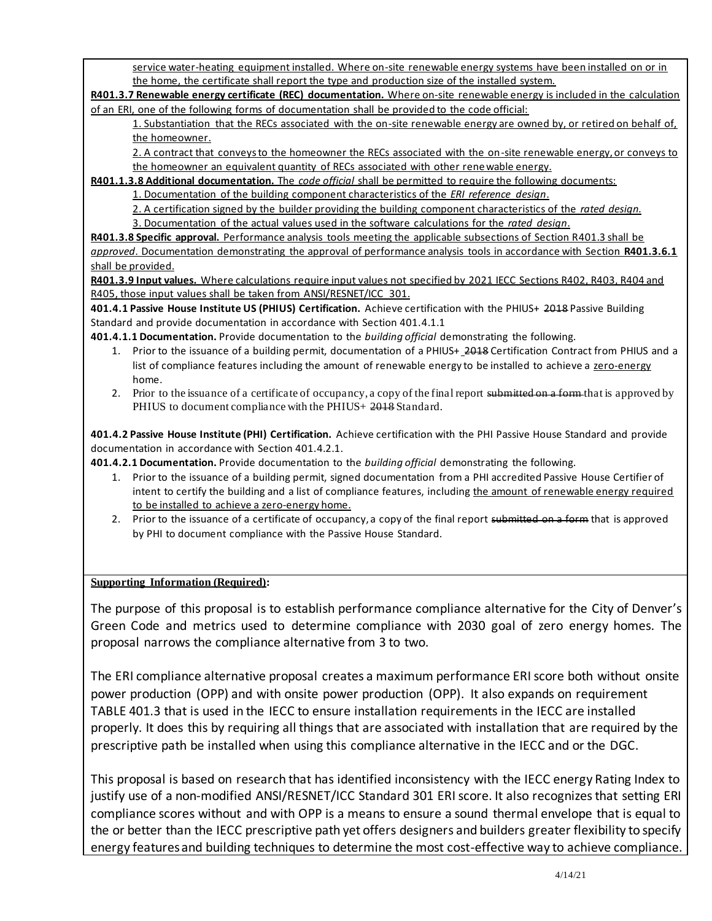service water-heating equipment installed. Where on-site renewable energy systems have been installed on or in the home, the certificate shall report the type and production size of the installed system.

**R401.3.7 Renewable energy certificate (REC) documentation.** Where on-site renewable energy is included in the calculation of an ERI, one of the following forms of documentation shall be provided to the code official:

1. Substantiation that the RECs associated with the on-site renewable energy are owned by, or retired on behalf of, the homeowner.
2. A contract that conveys to the homeowner the RECs associated with the on-site renewable energy, or conveys to the homeowner an equivalent quantity of RECs associated with other renewable energy.

**R401.1.3.8 Additional documentation.** The *code official* shall be permitted to require the following documents:

1. Documentation of the building component characteristics of the *ERI reference design*.
2. A certification signed by the builder providing the building component characteristics of the *rated design*.
3. Documentation of the actual values used in the software calculations for the *rated design*.

**R401.3.8 Specific approval.** Performance analysis tools meeting the applicable subsections of Section R401.3 shall be *approved*. Documentation demonstrating the approval of performance analysis tools in accordance with Section **R401.3.6.1** shall be provided.

**R401.3.9 Input values.** Where calculations require input values not specified by 2021 IECC Sections R402, R403, R404 and R405, those input values shall be taken from ANSI/RESNET/ICC 301.

**401.4.1 Passive House Institute US (PHIUS) Certification.** Achieve certification with the PHIUS+ ~~2018~~ Passive Building Standard and provide documentation in accordance with Section 401.4.1.1

**401.4.1.1 Documentation.** Provide documentation to the *building official* demonstrating the following.

1. Prior to the issuance of a building permit, documentation of a PHIUS+ ~~2018~~ Certification Contract from PHIUS and a list of compliance features including the amount of renewable energy to be installed to achieve a zero-energy home.
2. Prior to the issuance of a certificate of occupancy, a copy of the final report ~~submitted on a form~~ that is approved by PHIUS to document compliance with the PHIUS+ ~~2018~~ Standard.

**401.4.2 Passive House Institute (PHI) Certification.** Achieve certification with the PHI Passive House Standard and provide documentation in accordance with Section 401.4.2.1.

**401.4.2.1 Documentation.** Provide documentation to the *building official* demonstrating the following.

1. Prior to the issuance of a building permit, signed documentation from a PHI accredited Passive House Certifier of intent to certify the building and a list of compliance features, including the amount of renewable energy required to be installed to achieve a zero-energy home.
2. Prior to the issuance of a certificate of occupancy, a copy of the final report ~~submitted on a form~~ that is approved by PHI to document compliance with the Passive House Standard.

**Supporting Information (Required):**

The purpose of this proposal is to establish performance compliance alternative for the City of Denver's Green Code and metrics used to determine compliance with 2030 goal of zero energy homes. The proposal narrows the compliance alternative from 3 to two.

The ERI compliance alternative proposal creates a maximum performance ERI score both without onsite power production (OPP) and with onsite power production (OPP). It also expands on requirement TABLE 401.3 that is used in the IECC to ensure installation requirements in the IECC are installed properly. It does this by requiring all things that are associated with installation that are required by the prescriptive path be installed when using this compliance alternative in the IECC and or the DGC.

This proposal is based on research that has identified inconsistency with the IECC energy Rating Index to justify use of a non-modified ANSI/RESNET/ICC Standard 301 ERI score. It also recognizes that setting ERI compliance scores without and with OPP is a means to ensure a sound thermal envelope that is equal to the or better than the IECC prescriptive path yet offers designers and builders greater flexibility to specify energy features and building techniques to determine the most cost-effective way to achieve compliance.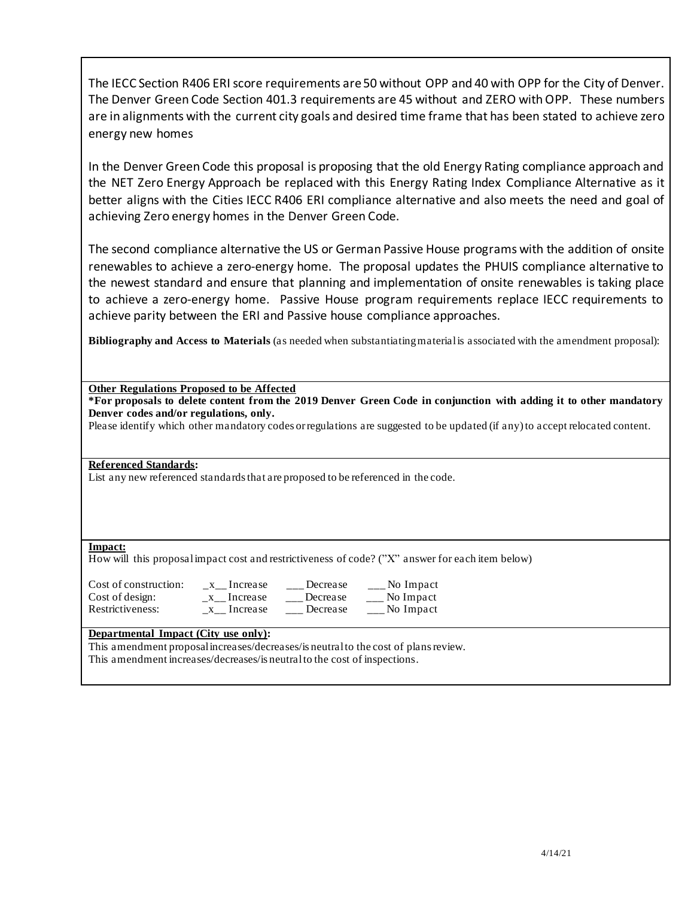The IECC Section R406 ERI score requirements are 50 without OPP and 40 with OPP for the City of Denver. The Denver Green Code Section 401.3 requirements are 45 without and ZERO with OPP. These numbers are in alignments with the current city goals and desired time frame that has been stated to achieve zero energy new homes

In the Denver Green Code this proposal is proposing that the old Energy Rating compliance approach and the NET Zero Energy Approach be replaced with this Energy Rating Index Compliance Alternative as it better aligns with the Cities IECC R406 ERI compliance alternative and also meets the need and goal of achieving Zero energy homes in the Denver Green Code.

The second compliance alternative the US or German Passive House programs with the addition of onsite renewables to achieve a zero-energy home. The proposal updates the PHUIS compliance alternative to the newest standard and ensure that planning and implementation of onsite renewables is taking place to achieve a zero-energy home. Passive House program requirements replace IECC requirements to achieve parity between the ERI and Passive house compliance approaches.

**Bibliography and Access to Materials** (as needed when substantiating material is associated with the amendment proposal):

**Other Regulations Proposed to be Affected**

**\*For proposals to delete content from the 2019 Denver Green Code in conjunction with adding it to other mandatory Denver codes and/or regulations, only.**

Please identify which other mandatory codes or regulations are suggested to be updated (if any) to accept relocated content.

**Referenced Standards:**

List any new referenced standards that are proposed to be referenced in the code.

**Impact:**

How will this proposal impact cost and restrictiveness of code? ("X" answer for each item below)

| | | | |
|---|---|---|---|
| Cost of construction: | _x__ Increase | ___ Decrease | ___ No Impact |
| Cost of design: | _x__ Increase | ___ Decrease | ___ No Impact |
| Restrictiveness: | _x__ Increase | ___ Decrease | ___ No Impact |

**Departmental Impact (City use only):**

This amendment proposal increases/decreases/is neutral to the cost of plans review.

This amendment increases/decreases/is neutral to the cost of inspections.

4/14/21